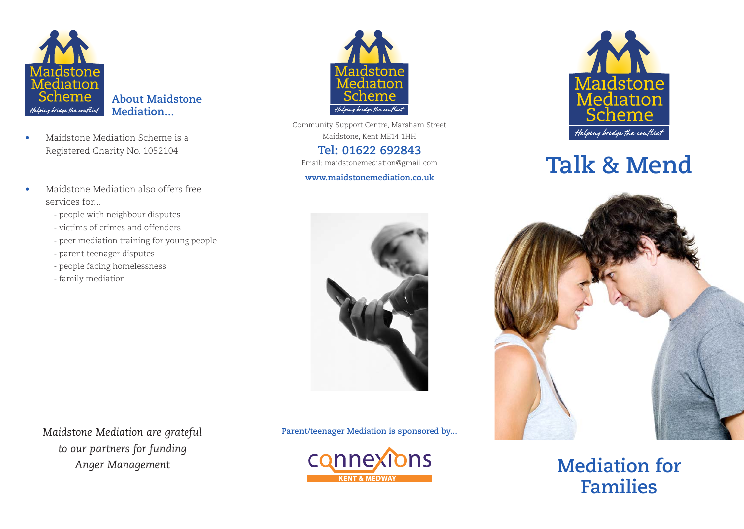Maidstone Mediation Scheme
*Helping bridge the conflict*

## About Maidstone Mediation...

- Maidstone Mediation Scheme is a Registered Charity No. 1052104
- Maidstone Mediation also offers free services for...
  - people with neighbour disputes
  - victims of crimes and offenders
  - peer mediation training for young people
  - parent teenager disputes
  - people facing homelessness
  - family mediation

*Maidstone Mediation are grateful to our partners for funding Anger Management*

Maidstone Mediation Scheme
*Helping bridge the conflict*

Community Support Centre, Marsham Street
Maidstone, Kent ME14 1HH

**Tel: 01622 692843**

Email: maidstonemediation@gmail.com

**www.maidstonemediation.co.uk**

**Parent/teenager Mediation is sponsored by...**

connexions
KENT & MEDWAY

Maidstone Mediation Scheme
*Helping bridge the conflict*

# Talk & Mend

## Mediation for Families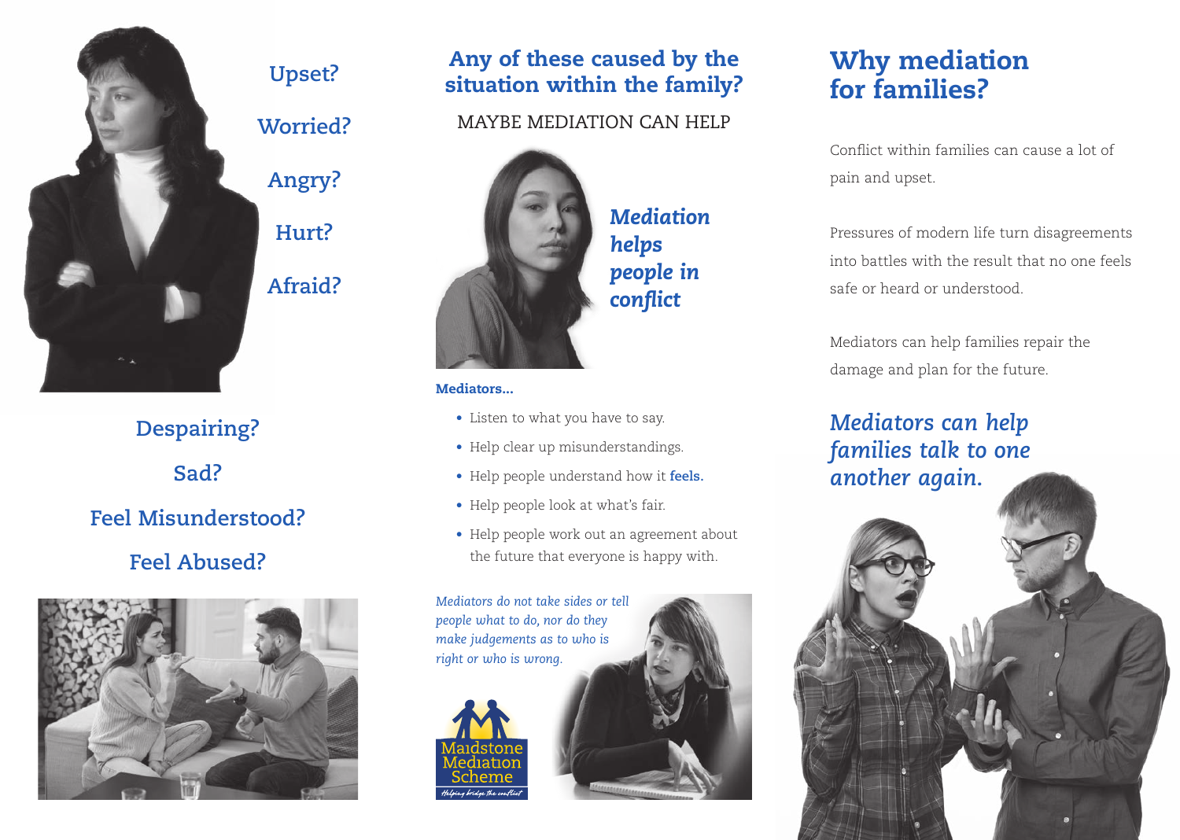**Upset?**

**Worried?**

**Angry?**

**Hurt?**

**Afraid?**

**Despairing?**

**Sad?**

**Feel Misunderstood?**

**Feel Abused?**

## Any of these caused by the situation within the family?

MAYBE MEDIATION CAN HELP

***Mediation helps people in conflict***

**Mediators...**

- Listen to what you have to say.
- Help clear up misunderstandings.
- Help people understand how it **feels.**
- Help people look at what's fair.
- Help people work out an agreement about the future that everyone is happy with.

*Mediators do not take sides or tell people what to do, nor do they make judgements as to who is right or who is wrong.*

Maidstone Mediation Scheme

*Helping bridge the conflict*

# Why mediation for families?

Conflict within families can cause a lot of pain and upset.

Pressures of modern life turn disagreements into battles with the result that no one feels safe or heard or understood.

Mediators can help families repair the damage and plan for the future.

***Mediators can help families talk to one another again.***